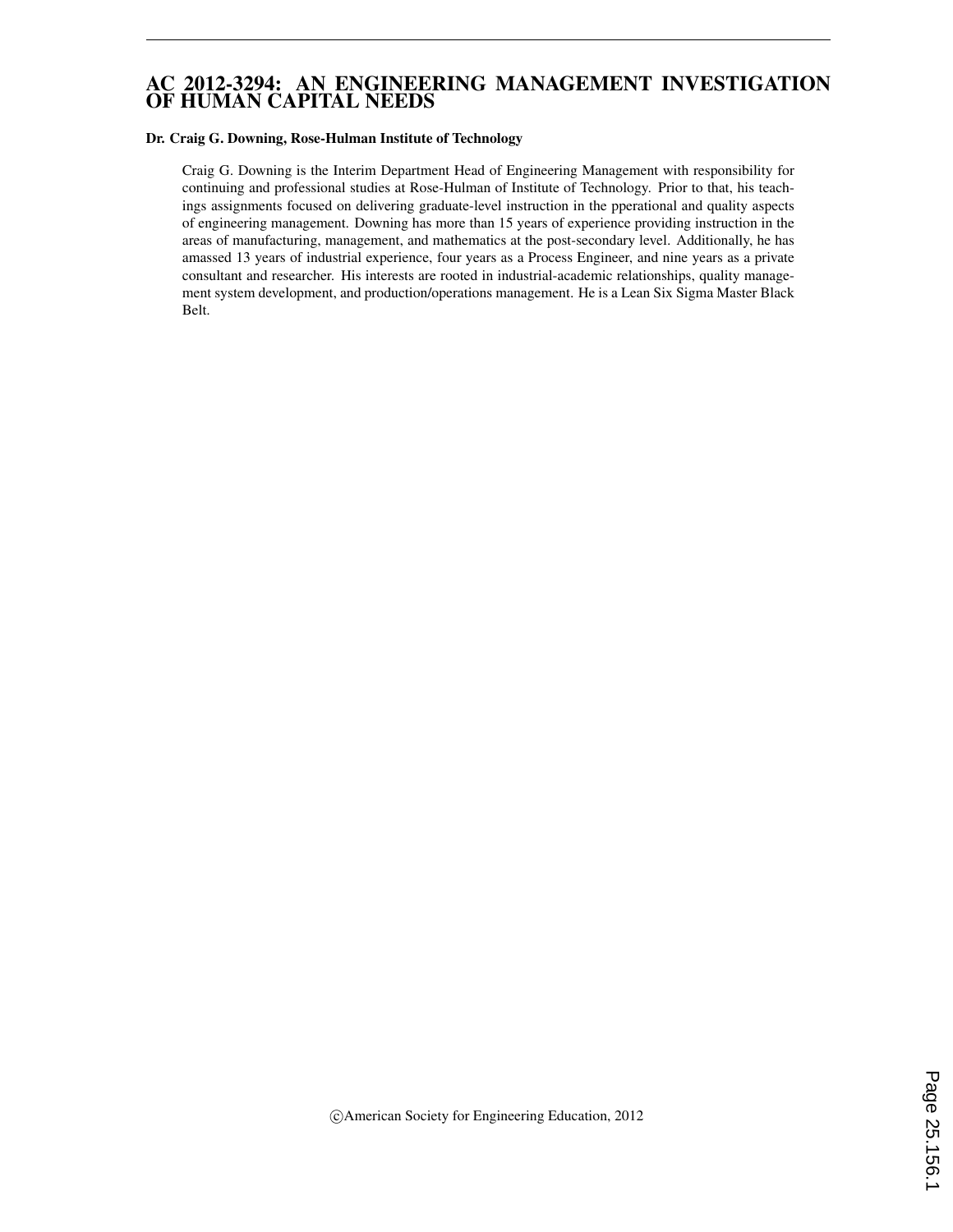# AC 2012-3294: AN ENGINEERING MANAGEMENT INVESTIGATION OF HUMAN CAPITAL NEEDS

**Dr. Craig G. Downing, Rose-Hulman Institute of Technology**

Craig G. Downing is the Interim Department Head of Engineering Management with responsibility for continuing and professional studies at Rose-Hulman of Institute of Technology. Prior to that, his teachings assignments focused on delivering graduate-level instruction in the pperational and quality aspects of engineering management. Downing has more than 15 years of experience providing instruction in the areas of manufacturing, management, and mathematics at the post-secondary level. Additionally, he has amassed 13 years of industrial experience, four years as a Process Engineer, and nine years as a private consultant and researcher. His interests are rooted in industrial-academic relationships, quality management system development, and production/operations management. He is a Lean Six Sigma Master Black Belt.

©American Society for Engineering Education, 2012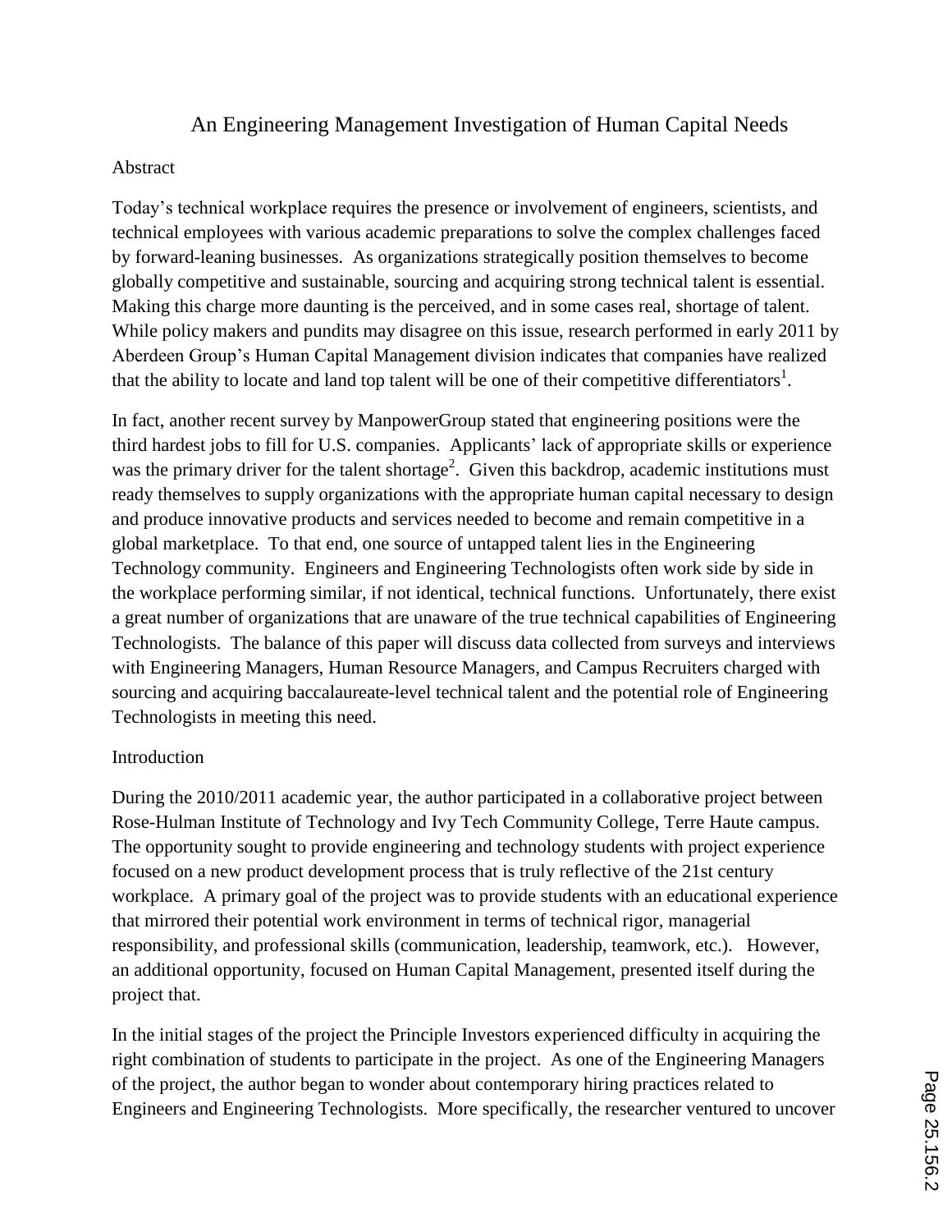# An Engineering Management Investigation of Human Capital Needs

## Abstract

Today's technical workplace requires the presence or involvement of engineers, scientists, and technical employees with various academic preparations to solve the complex challenges faced by forward-leaning businesses. As organizations strategically position themselves to become globally competitive and sustainable, sourcing and acquiring strong technical talent is essential. Making this charge more daunting is the perceived, and in some cases real, shortage of talent. While policy makers and pundits may disagree on this issue, research performed in early 2011 by Aberdeen Group's Human Capital Management division indicates that companies have realized that the ability to locate and land top talent will be one of their competitive differentiators[1].

In fact, another recent survey by ManpowerGroup stated that engineering positions were the third hardest jobs to fill for U.S. companies. Applicants' lack of appropriate skills or experience was the primary driver for the talent shortage[2]. Given this backdrop, academic institutions must ready themselves to supply organizations with the appropriate human capital necessary to design and produce innovative products and services needed to become and remain competitive in a global marketplace. To that end, one source of untapped talent lies in the Engineering Technology community. Engineers and Engineering Technologists often work side by side in the workplace performing similar, if not identical, technical functions. Unfortunately, there exist a great number of organizations that are unaware of the true technical capabilities of Engineering Technologists. The balance of this paper will discuss data collected from surveys and interviews with Engineering Managers, Human Resource Managers, and Campus Recruiters charged with sourcing and acquiring baccalaureate-level technical talent and the potential role of Engineering Technologists in meeting this need.

## Introduction

During the 2010/2011 academic year, the author participated in a collaborative project between Rose-Hulman Institute of Technology and Ivy Tech Community College, Terre Haute campus. The opportunity sought to provide engineering and technology students with project experience focused on a new product development process that is truly reflective of the 21st century workplace. A primary goal of the project was to provide students with an educational experience that mirrored their potential work environment in terms of technical rigor, managerial responsibility, and professional skills (communication, leadership, teamwork, etc.). However, an additional opportunity, focused on Human Capital Management, presented itself during the project that.

In the initial stages of the project the Principle Investors experienced difficulty in acquiring the right combination of students to participate in the project. As one of the Engineering Managers of the project, the author began to wonder about contemporary hiring practices related to Engineers and Engineering Technologists. More specifically, the researcher ventured to uncover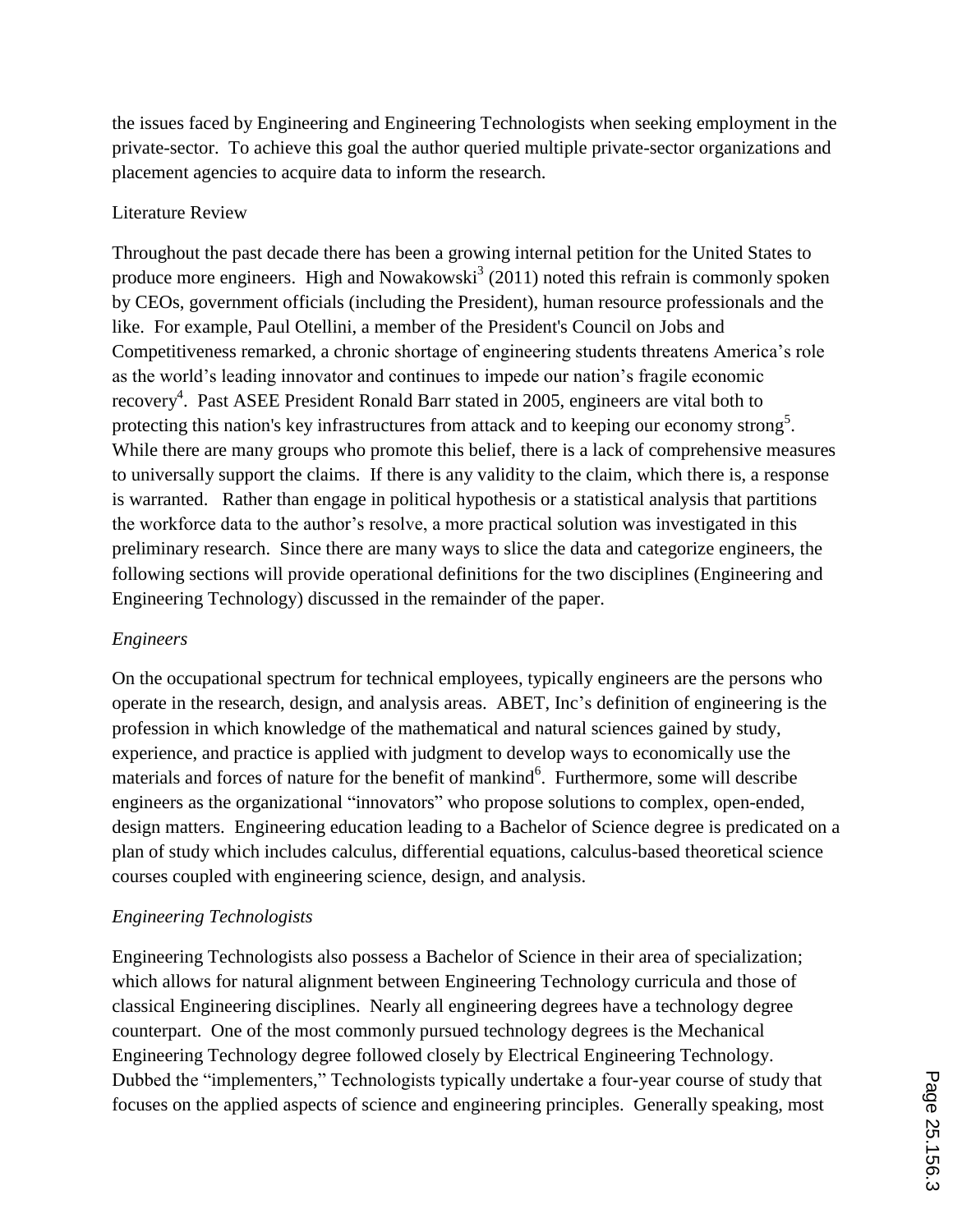the issues faced by Engineering and Engineering Technologists when seeking employment in the private-sector. To achieve this goal the author queried multiple private-sector organizations and placement agencies to acquire data to inform the research.

## Literature Review

Throughout the past decade there has been a growing internal petition for the United States to produce more engineers. High and Nowakowski[3] (2011) noted this refrain is commonly spoken by CEOs, government officials (including the President), human resource professionals and the like. For example, Paul Otellini, a member of the President's Council on Jobs and Competitiveness remarked, a chronic shortage of engineering students threatens America's role as the world's leading innovator and continues to impede our nation's fragile economic recovery[4]. Past ASEE President Ronald Barr stated in 2005, engineers are vital both to protecting this nation's key infrastructures from attack and to keeping our economy strong[5]. While there are many groups who promote this belief, there is a lack of comprehensive measures to universally support the claims. If there is any validity to the claim, which there is, a response is warranted. Rather than engage in political hypothesis or a statistical analysis that partitions the workforce data to the author's resolve, a more practical solution was investigated in this preliminary research. Since there are many ways to slice the data and categorize engineers, the following sections will provide operational definitions for the two disciplines (Engineering and Engineering Technology) discussed in the remainder of the paper.

### *Engineers*

On the occupational spectrum for technical employees, typically engineers are the persons who operate in the research, design, and analysis areas. ABET, Inc's definition of engineering is the profession in which knowledge of the mathematical and natural sciences gained by study, experience, and practice is applied with judgment to develop ways to economically use the materials and forces of nature for the benefit of mankind[6]. Furthermore, some will describe engineers as the organizational "innovators" who propose solutions to complex, open-ended, design matters. Engineering education leading to a Bachelor of Science degree is predicated on a plan of study which includes calculus, differential equations, calculus-based theoretical science courses coupled with engineering science, design, and analysis.

### *Engineering Technologists*

Engineering Technologists also possess a Bachelor of Science in their area of specialization; which allows for natural alignment between Engineering Technology curricula and those of classical Engineering disciplines. Nearly all engineering degrees have a technology degree counterpart. One of the most commonly pursued technology degrees is the Mechanical Engineering Technology degree followed closely by Electrical Engineering Technology. Dubbed the "implementers," Technologists typically undertake a four-year course of study that focuses on the applied aspects of science and engineering principles. Generally speaking, most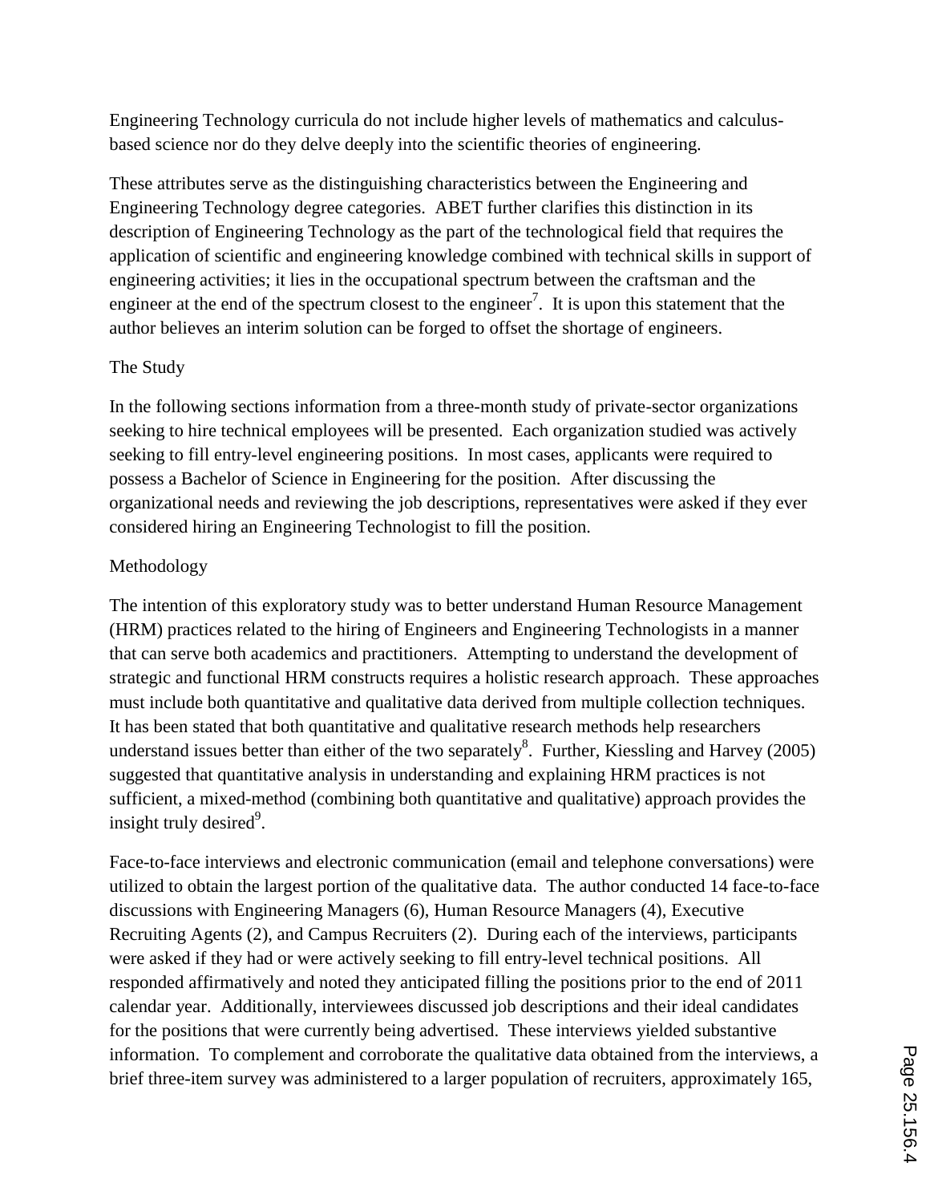Engineering Technology curricula do not include higher levels of mathematics and calculus-based science nor do they delve deeply into the scientific theories of engineering.

These attributes serve as the distinguishing characteristics between the Engineering and Engineering Technology degree categories. ABET further clarifies this distinction in its description of Engineering Technology as the part of the technological field that requires the application of scientific and engineering knowledge combined with technical skills in support of engineering activities; it lies in the occupational spectrum between the craftsman and the engineer at the end of the spectrum closest to the engineer[7]. It is upon this statement that the author believes an interim solution can be forged to offset the shortage of engineers.

## The Study

In the following sections information from a three-month study of private-sector organizations seeking to hire technical employees will be presented. Each organization studied was actively seeking to fill entry-level engineering positions. In most cases, applicants were required to possess a Bachelor of Science in Engineering for the position. After discussing the organizational needs and reviewing the job descriptions, representatives were asked if they ever considered hiring an Engineering Technologist to fill the position.

## Methodology

The intention of this exploratory study was to better understand Human Resource Management (HRM) practices related to the hiring of Engineers and Engineering Technologists in a manner that can serve both academics and practitioners. Attempting to understand the development of strategic and functional HRM constructs requires a holistic research approach. These approaches must include both quantitative and qualitative data derived from multiple collection techniques. It has been stated that both quantitative and qualitative research methods help researchers understand issues better than either of the two separately[8]. Further, Kiessling and Harvey (2005) suggested that quantitative analysis in understanding and explaining HRM practices is not sufficient, a mixed-method (combining both quantitative and qualitative) approach provides the insight truly desired[9].

Face-to-face interviews and electronic communication (email and telephone conversations) were utilized to obtain the largest portion of the qualitative data. The author conducted 14 face-to-face discussions with Engineering Managers (6), Human Resource Managers (4), Executive Recruiting Agents (2), and Campus Recruiters (2). During each of the interviews, participants were asked if they had or were actively seeking to fill entry-level technical positions. All responded affirmatively and noted they anticipated filling the positions prior to the end of 2011 calendar year. Additionally, interviewees discussed job descriptions and their ideal candidates for the positions that were currently being advertised. These interviews yielded substantive information. To complement and corroborate the qualitative data obtained from the interviews, a brief three-item survey was administered to a larger population of recruiters, approximately 165,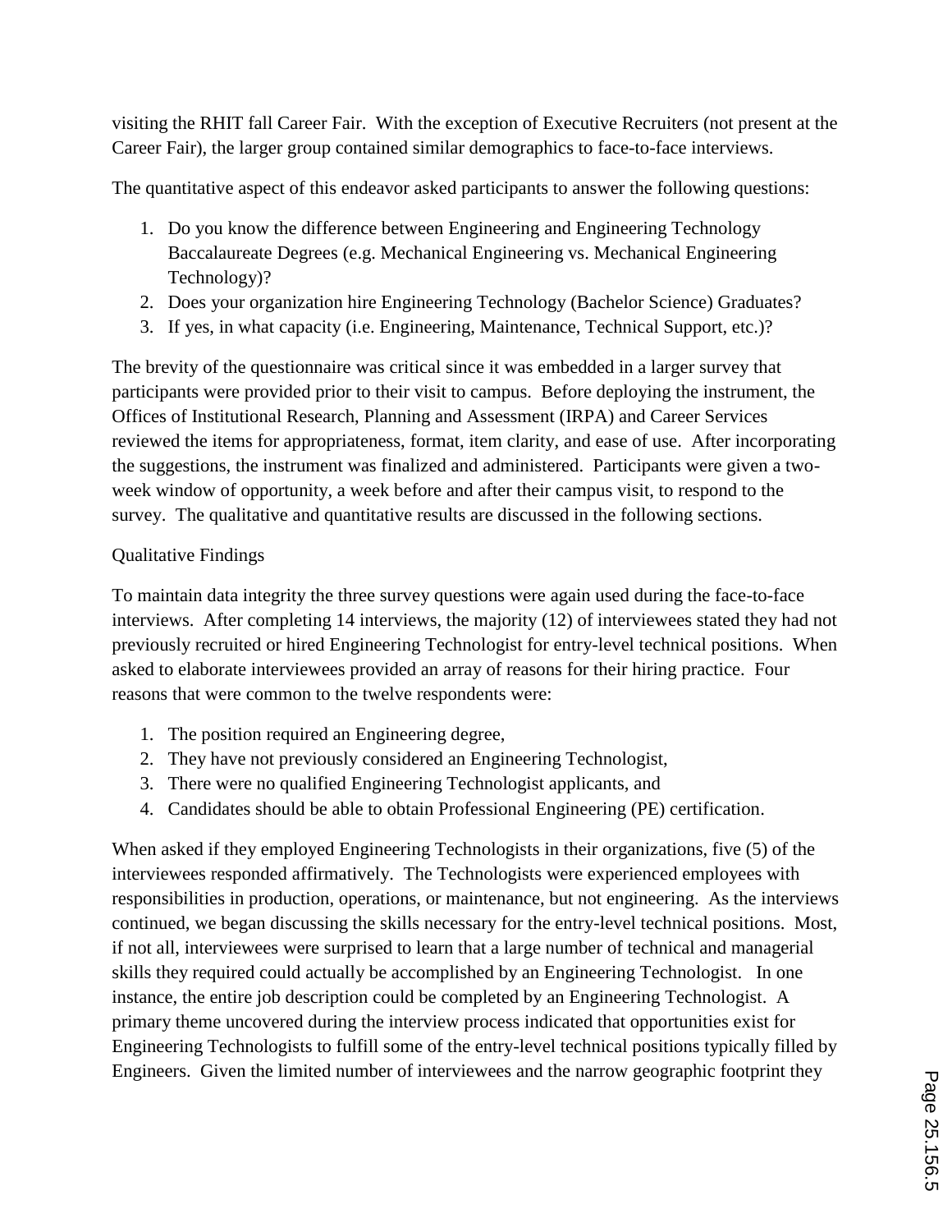visiting the RHIT fall Career Fair. With the exception of Executive Recruiters (not present at the Career Fair), the larger group contained similar demographics to face-to-face interviews.

The quantitative aspect of this endeavor asked participants to answer the following questions:

1. Do you know the difference between Engineering and Engineering Technology Baccalaureate Degrees (e.g. Mechanical Engineering vs. Mechanical Engineering Technology)?
2. Does your organization hire Engineering Technology (Bachelor Science) Graduates?
3. If yes, in what capacity (i.e. Engineering, Maintenance, Technical Support, etc.)?

The brevity of the questionnaire was critical since it was embedded in a larger survey that participants were provided prior to their visit to campus. Before deploying the instrument, the Offices of Institutional Research, Planning and Assessment (IRPA) and Career Services reviewed the items for appropriateness, format, item clarity, and ease of use. After incorporating the suggestions, the instrument was finalized and administered. Participants were given a two-week window of opportunity, a week before and after their campus visit, to respond to the survey. The qualitative and quantitative results are discussed in the following sections.

## Qualitative Findings

To maintain data integrity the three survey questions were again used during the face-to-face interviews. After completing 14 interviews, the majority (12) of interviewees stated they had not previously recruited or hired Engineering Technologist for entry-level technical positions. When asked to elaborate interviewees provided an array of reasons for their hiring practice. Four reasons that were common to the twelve respondents were:

1. The position required an Engineering degree,
2. They have not previously considered an Engineering Technologist,
3. There were no qualified Engineering Technologist applicants, and
4. Candidates should be able to obtain Professional Engineering (PE) certification.

When asked if they employed Engineering Technologists in their organizations, five (5) of the interviewees responded affirmatively. The Technologists were experienced employees with responsibilities in production, operations, or maintenance, but not engineering. As the interviews continued, we began discussing the skills necessary for the entry-level technical positions. Most, if not all, interviewees were surprised to learn that a large number of technical and managerial skills they required could actually be accomplished by an Engineering Technologist. In one instance, the entire job description could be completed by an Engineering Technologist. A primary theme uncovered during the interview process indicated that opportunities exist for Engineering Technologists to fulfill some of the entry-level technical positions typically filled by Engineers. Given the limited number of interviewees and the narrow geographic footprint they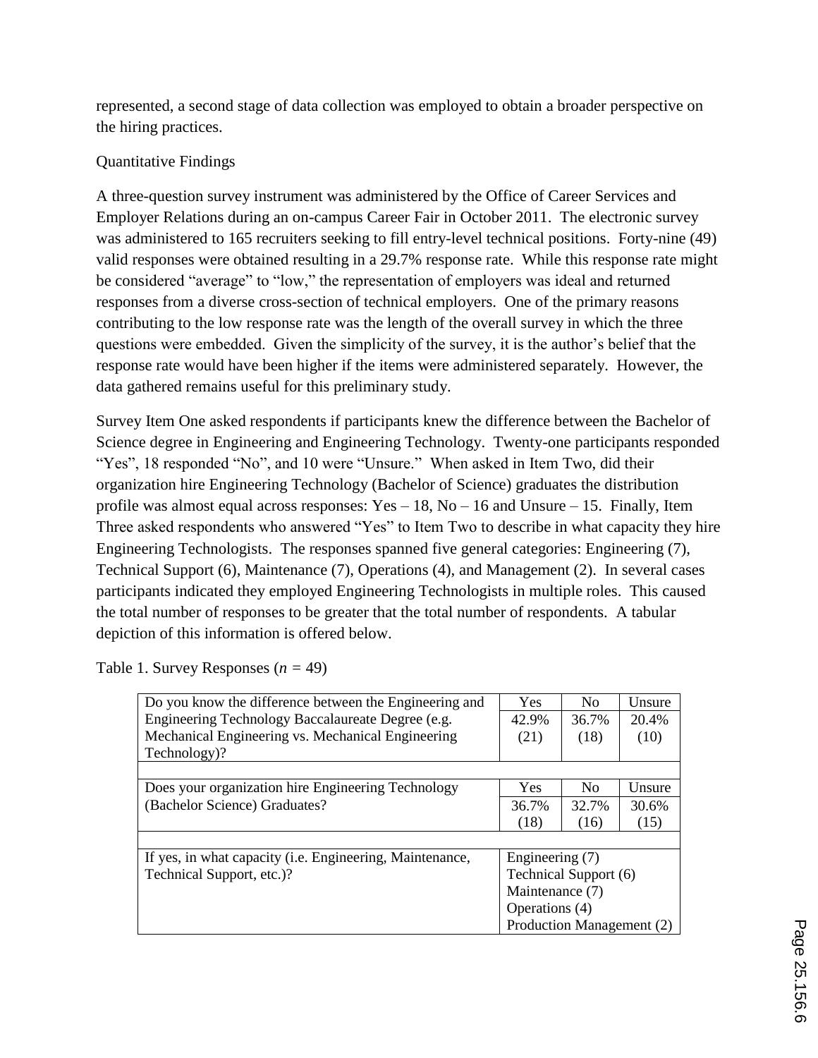represented, a second stage of data collection was employed to obtain a broader perspective on the hiring practices.

## Quantitative Findings

A three-question survey instrument was administered by the Office of Career Services and Employer Relations during an on-campus Career Fair in October 2011. The electronic survey was administered to 165 recruiters seeking to fill entry-level technical positions. Forty-nine (49) valid responses were obtained resulting in a 29.7% response rate. While this response rate might be considered "average" to "low," the representation of employers was ideal and returned responses from a diverse cross-section of technical employers. One of the primary reasons contributing to the low response rate was the length of the overall survey in which the three questions were embedded. Given the simplicity of the survey, it is the author's belief that the response rate would have been higher if the items were administered separately. However, the data gathered remains useful for this preliminary study.

Survey Item One asked respondents if participants knew the difference between the Bachelor of Science degree in Engineering and Engineering Technology. Twenty-one participants responded "Yes", 18 responded "No", and 10 were "Unsure." When asked in Item Two, did their organization hire Engineering Technology (Bachelor of Science) graduates the distribution profile was almost equal across responses: Yes – 18, No – 16 and Unsure – 15. Finally, Item Three asked respondents who answered "Yes" to Item Two to describe in what capacity they hire Engineering Technologists. The responses spanned five general categories: Engineering (7), Technical Support (6), Maintenance (7), Operations (4), and Management (2). In several cases participants indicated they employed Engineering Technologists in multiple roles. This caused the total number of responses to be greater that the total number of respondents. A tabular depiction of this information is offered below.

Table 1. Survey Responses (*n* = 49)

| Question | Yes | No | Unsure |
|---|---|---|---|
| Do you know the difference between the Engineering and Engineering Technology Baccalaureate Degree (e.g. Mechanical Engineering vs. Mechanical Engineering Technology)? | 42.9% (21) | 36.7% (18) | 20.4% (10) |
| Does your organization hire Engineering Technology (Bachelor Science) Graduates? | 36.7% (18) | 32.7% (16) | 30.6% (15) |
| If yes, in what capacity (i.e. Engineering, Maintenance, Technical Support, etc.)? | Engineering (7)<br>Technical Support (6)<br>Maintenance (7)<br>Operations (4)<br>Production Management (2) | | |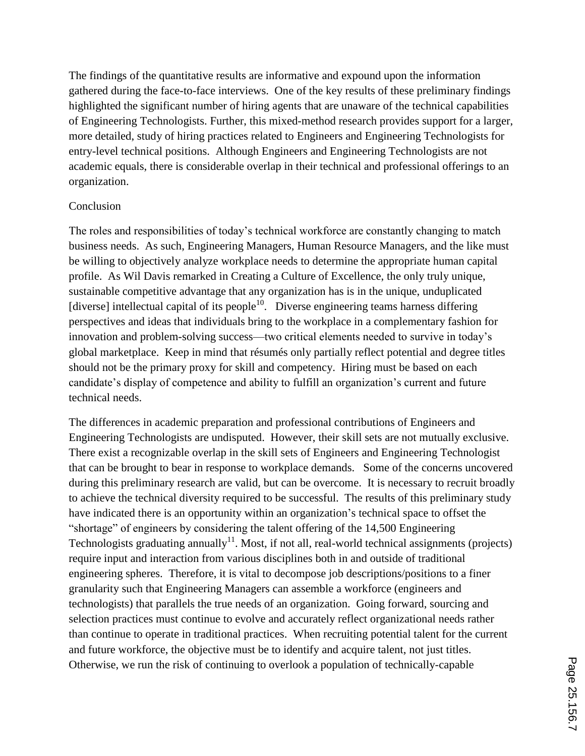The findings of the quantitative results are informative and expound upon the information gathered during the face-to-face interviews. One of the key results of these preliminary findings highlighted the significant number of hiring agents that are unaware of the technical capabilities of Engineering Technologists. Further, this mixed-method research provides support for a larger, more detailed, study of hiring practices related to Engineers and Engineering Technologists for entry-level technical positions. Although Engineers and Engineering Technologists are not academic equals, there is considerable overlap in their technical and professional offerings to an organization.

## Conclusion

The roles and responsibilities of today's technical workforce are constantly changing to match business needs. As such, Engineering Managers, Human Resource Managers, and the like must be willing to objectively analyze workplace needs to determine the appropriate human capital profile. As Wil Davis remarked in Creating a Culture of Excellence, the only truly unique, sustainable competitive advantage that any organization has is in the unique, unduplicated [diverse] intellectual capital of its people[10]. Diverse engineering teams harness differing perspectives and ideas that individuals bring to the workplace in a complementary fashion for innovation and problem-solving success—two critical elements needed to survive in today's global marketplace. Keep in mind that résumés only partially reflect potential and degree titles should not be the primary proxy for skill and competency. Hiring must be based on each candidate's display of competence and ability to fulfill an organization's current and future technical needs.

The differences in academic preparation and professional contributions of Engineers and Engineering Technologists are undisputed. However, their skill sets are not mutually exclusive. There exist a recognizable overlap in the skill sets of Engineers and Engineering Technologist that can be brought to bear in response to workplace demands. Some of the concerns uncovered during this preliminary research are valid, but can be overcome. It is necessary to recruit broadly to achieve the technical diversity required to be successful. The results of this preliminary study have indicated there is an opportunity within an organization's technical space to offset the "shortage" of engineers by considering the talent offering of the 14,500 Engineering Technologists graduating annually[11]. Most, if not all, real-world technical assignments (projects) require input and interaction from various disciplines both in and outside of traditional engineering spheres. Therefore, it is vital to decompose job descriptions/positions to a finer granularity such that Engineering Managers can assemble a workforce (engineers and technologists) that parallels the true needs of an organization. Going forward, sourcing and selection practices must continue to evolve and accurately reflect organizational needs rather than continue to operate in traditional practices. When recruiting potential talent for the current and future workforce, the objective must be to identify and acquire talent, not just titles. Otherwise, we run the risk of continuing to overlook a population of technically-capable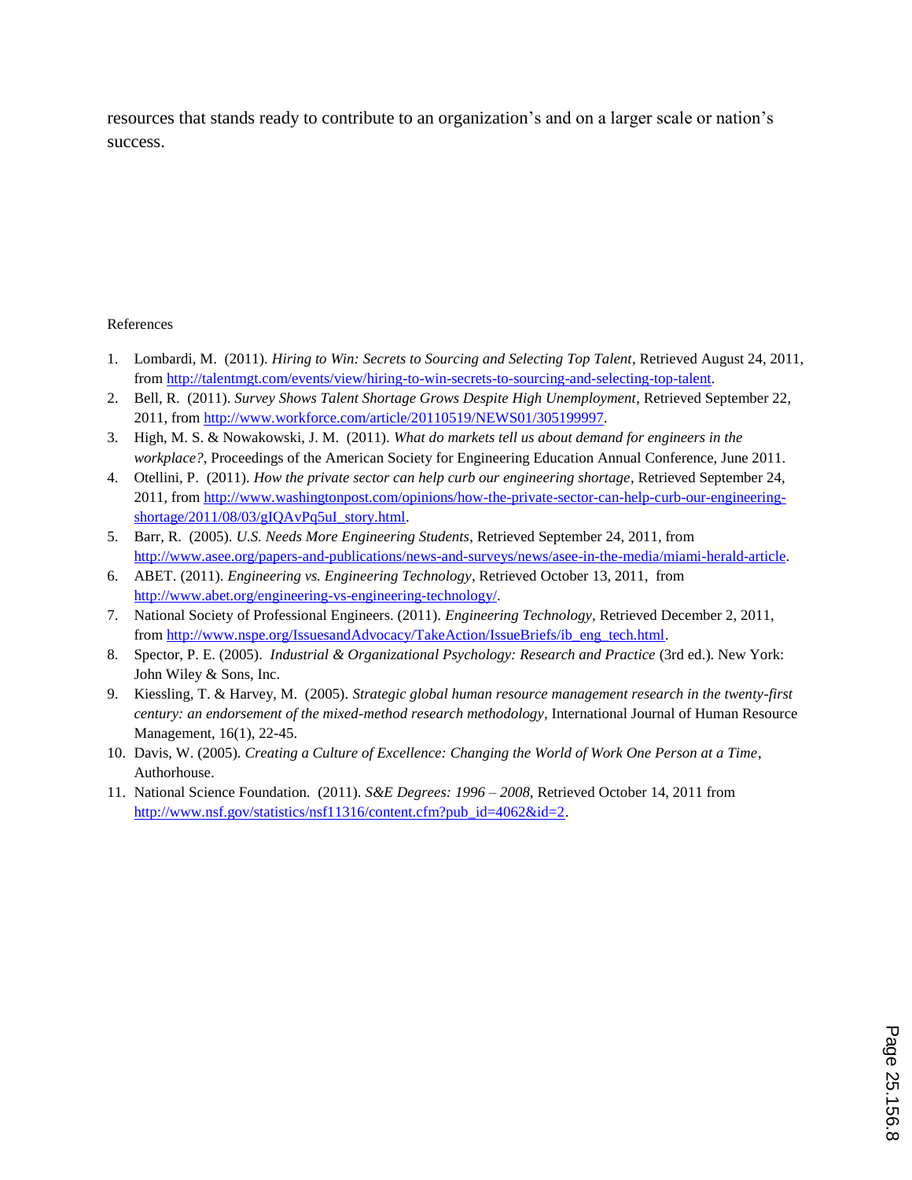resources that stands ready to contribute to an organization's and on a larger scale or nation's success.

References

1. Lombardi, M. (2011). *Hiring to Win: Secrets to Sourcing and Selecting Top Talent*, Retrieved August 24, 2011, from http://talentmgt.com/events/view/hiring-to-win-secrets-to-sourcing-and-selecting-top-talent.
2. Bell, R. (2011). *Survey Shows Talent Shortage Grows Despite High Unemployment*, Retrieved September 22, 2011, from http://www.workforce.com/article/20110519/NEWS01/305199997.
3. High, M. S. & Nowakowski, J. M. (2011). *What do markets tell us about demand for engineers in the workplace?*, Proceedings of the American Society for Engineering Education Annual Conference, June 2011.
4. Otellini, P. (2011). *How the private sector can help curb our engineering shortage*, Retrieved September 24, 2011, from http://www.washingtonpost.com/opinions/how-the-private-sector-can-help-curb-our-engineering-shortage/2011/08/03/gIQAvPq5uI_story.html.
5. Barr, R. (2005). *U.S. Needs More Engineering Students*, Retrieved September 24, 2011, from http://www.asee.org/papers-and-publications/news-and-surveys/news/asee-in-the-media/miami-herald-article.
6. ABET. (2011). *Engineering vs. Engineering Technology*, Retrieved October 13, 2011, from http://www.abet.org/engineering-vs-engineering-technology/.
7. National Society of Professional Engineers. (2011). *Engineering Technology*, Retrieved December 2, 2011, from http://www.nspe.org/IssuesandAdvocacy/TakeAction/IssueBriefs/ib_eng_tech.html.
8. Spector, P. E. (2005). *Industrial & Organizational Psychology: Research and Practice* (3rd ed.). New York: John Wiley & Sons, Inc.
9. Kiessling, T. & Harvey, M. (2005). *Strategic global human resource management research in the twenty-first century: an endorsement of the mixed-method research methodology*, International Journal of Human Resource Management, 16(1), 22-45.
10. Davis, W. (2005). *Creating a Culture of Excellence: Changing the World of Work One Person at a Time*, Authorhouse.
11. National Science Foundation. (2011). *S&E Degrees: 1996 – 2008*, Retrieved October 14, 2011 from http://www.nsf.gov/statistics/nsf11316/content.cfm?pub_id=4062&id=2.